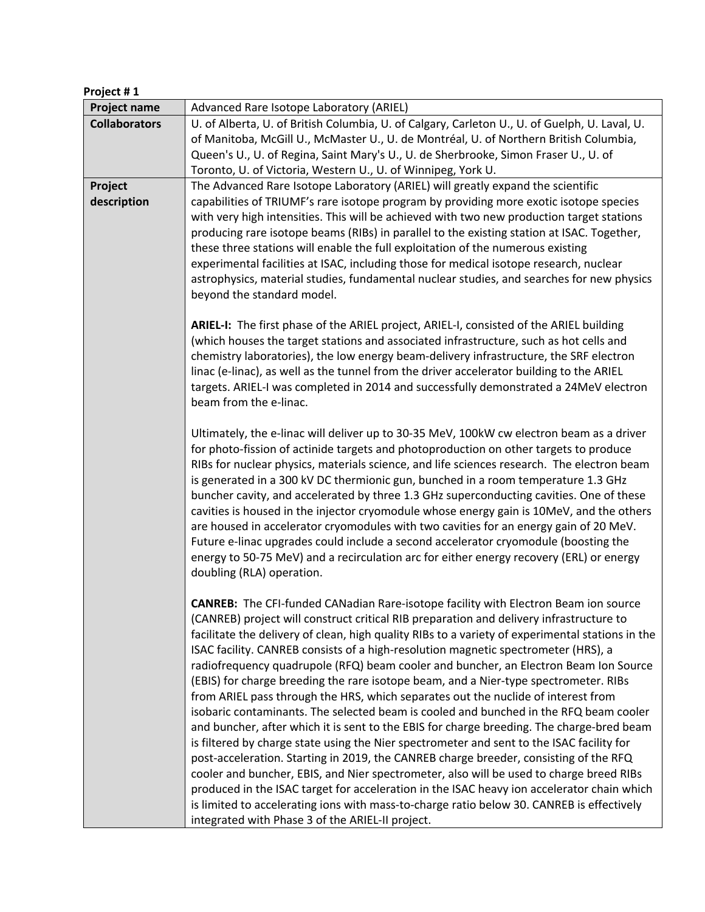**Project # 1**

| **Project name** | Advanced Rare Isotope Laboratory (ARIEL) |
| --- | --- |
| **Collaborators** | U. of Alberta, U. of British Columbia, U. of Calgary, Carleton U., U. of Guelph, U. Laval, U. of Manitoba, McGill U., McMaster U., U. de Montréal, U. of Northern British Columbia, Queen's U., U. of Regina, Saint Mary's U., U. de Sherbrooke, Simon Fraser U., U. of Toronto, U. of Victoria, Western U., U. of Winnipeg, York U. |
| **Project description** | The Advanced Rare Isotope Laboratory (ARIEL) will greatly expand the scientific capabilities of TRIUMF's rare isotope program by providing more exotic isotope species with very high intensities. This will be achieved with two new production target stations producing rare isotope beams (RIBs) in parallel to the existing station at ISAC. Together, these three stations will enable the full exploitation of the numerous existing experimental facilities at ISAC, including those for medical isotope research, nuclear astrophysics, material studies, fundamental nuclear studies, and searches for new physics beyond the standard model.<br><br>**ARIEL-I:** The first phase of the ARIEL project, ARIEL-I, consisted of the ARIEL building (which houses the target stations and associated infrastructure, such as hot cells and chemistry laboratories), the low energy beam-delivery infrastructure, the SRF electron linac (e-linac), as well as the tunnel from the driver accelerator building to the ARIEL targets. ARIEL-I was completed in 2014 and successfully demonstrated a 24MeV electron beam from the e-linac.<br><br>Ultimately, the e-linac will deliver up to 30-35 MeV, 100kW cw electron beam as a driver for photo-fission of actinide targets and photoproduction on other targets to produce RIBs for nuclear physics, materials science, and life sciences research. The electron beam is generated in a 300 kV DC thermionic gun, bunched in a room temperature 1.3 GHz buncher cavity, and accelerated by three 1.3 GHz superconducting cavities. One of these cavities is housed in the injector cryomodule whose energy gain is 10MeV, and the others are housed in accelerator cryomodules with two cavities for an energy gain of 20 MeV. Future e-linac upgrades could include a second accelerator cryomodule (boosting the energy to 50-75 MeV) and a recirculation arc for either energy recovery (ERL) or energy doubling (RLA) operation.<br><br>**CANREB:** The CFI-funded CANadian Rare-isotope facility with Electron Beam ion source (CANREB) project will construct critical RIB preparation and delivery infrastructure to facilitate the delivery of clean, high quality RIBs to a variety of experimental stations in the ISAC facility. CANREB consists of a high-resolution magnetic spectrometer (HRS), a radiofrequency quadrupole (RFQ) beam cooler and buncher, an Electron Beam Ion Source (EBIS) for charge breeding the rare isotope beam, and a Nier-type spectrometer. RIBs from ARIEL pass through the HRS, which separates out the nuclide of interest from isobaric contaminants. The selected beam is cooled and bunched in the RFQ beam cooler and buncher, after which it is sent to the EBIS for charge breeding. The charge-bred beam is filtered by charge state using the Nier spectrometer and sent to the ISAC facility for post-acceleration. Starting in 2019, the CANREB charge breeder, consisting of the RFQ cooler and buncher, EBIS, and Nier spectrometer, also will be used to charge breed RIBs produced in the ISAC target for acceleration in the ISAC heavy ion accelerator chain which is limited to accelerating ions with mass-to-charge ratio below 30. CANREB is effectively integrated with Phase 3 of the ARIEL-II project. |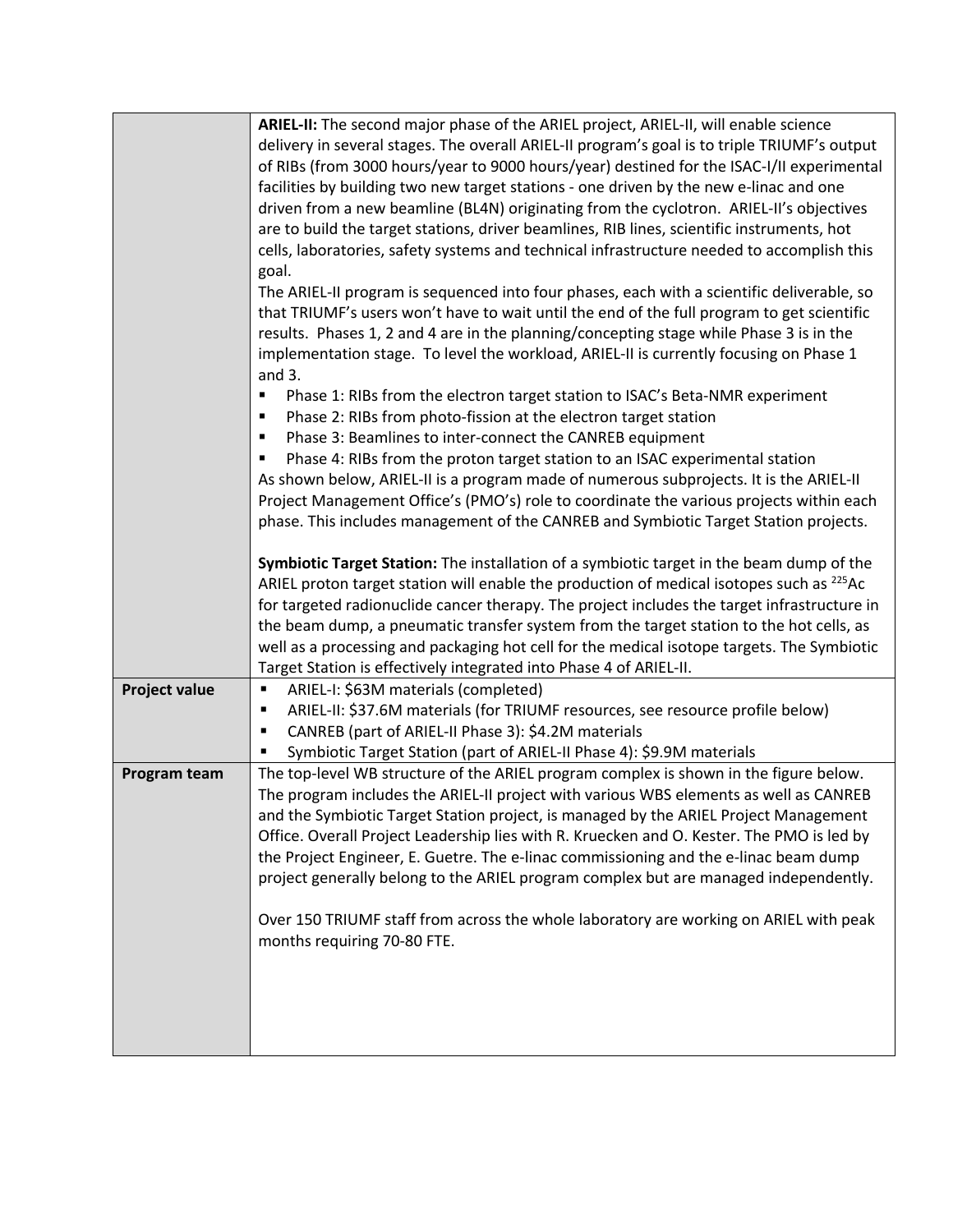| | |
|---|---|
| | **ARIEL-II:** The second major phase of the ARIEL project, ARIEL-II, will enable science delivery in several stages. The overall ARIEL-II program's goal is to triple TRIUMF's output of RIBs (from 3000 hours/year to 9000 hours/year) destined for the ISAC-I/II experimental facilities by building two new target stations - one driven by the new e-linac and one driven from a new beamline (BL4N) originating from the cyclotron. ARIEL-II's objectives are to build the target stations, driver beamlines, RIB lines, scientific instruments, hot cells, laboratories, safety systems and technical infrastructure needed to accomplish this goal.<br>The ARIEL-II program is sequenced into four phases, each with a scientific deliverable, so that TRIUMF's users won't have to wait until the end of the full program to get scientific results. Phases 1, 2 and 4 are in the planning/concepting stage while Phase 3 is in the implementation stage. To level the workload, ARIEL-II is currently focusing on Phase 1 and 3.<br>▪ Phase 1: RIBs from the electron target station to ISAC's Beta-NMR experiment<br>▪ Phase 2: RIBs from photo-fission at the electron target station<br>▪ Phase 3: Beamlines to inter-connect the CANREB equipment<br>▪ Phase 4: RIBs from the proton target station to an ISAC experimental station<br>As shown below, ARIEL-II is a program made of numerous subprojects. It is the ARIEL-II Project Management Office's (PMO's) role to coordinate the various projects within each phase. This includes management of the CANREB and Symbiotic Target Station projects.<br><br>**Symbiotic Target Station:** The installation of a symbiotic target in the beam dump of the ARIEL proton target station will enable the production of medical isotopes such as $^{225}Ac$ for targeted radionuclide cancer therapy. The project includes the target infrastructure in the beam dump, a pneumatic transfer system from the target station to the hot cells, as well as a processing and packaging hot cell for the medical isotope targets. The Symbiotic Target Station is effectively integrated into Phase 4 of ARIEL-II. |
| **Project value** | ▪ ARIEL-I: \$63M materials (completed)<br>▪ ARIEL-II: \$37.6M materials (for TRIUMF resources, see resource profile below)<br>▪ CANREB (part of ARIEL-II Phase 3): \$4.2M materials<br>▪ Symbiotic Target Station (part of ARIEL-II Phase 4): \$9.9M materials |
| **Program team** | The top-level WB structure of the ARIEL program complex is shown in the figure below. The program includes the ARIEL-II project with various WBS elements as well as CANREB and the Symbiotic Target Station project, is managed by the ARIEL Project Management Office. Overall Project Leadership lies with R. Kruecken and O. Kester. The PMO is led by the Project Engineer, E. Guetre. The e-linac commissioning and the e-linac beam dump project generally belong to the ARIEL program complex but are managed independently.<br><br>Over 150 TRIUMF staff from across the whole laboratory are working on ARIEL with peak months requiring 70-80 FTE. |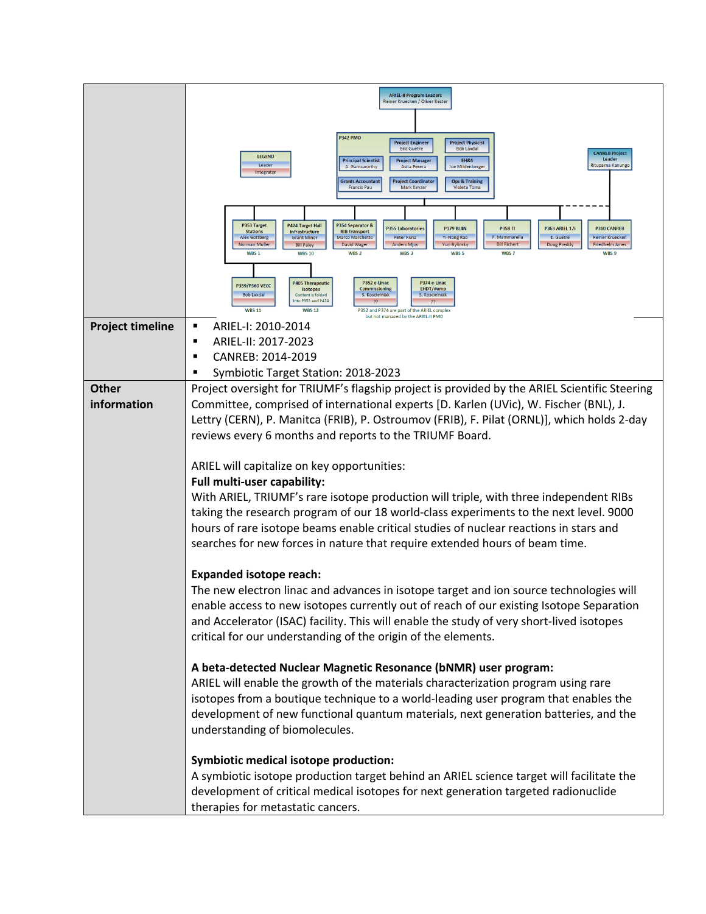| | |
|---|---|
| | ARIEL-II Program Leaders<br>Reiner Kruecken / Oliver Kester<br><br>P342 PMO: Project Engineer – Eric Guetre; Project Physicist – Bob Laxdal; Principal Scientist – A. Garnsworthy; Project Manager – Asita Perera; EH&S – Joe Mildenberger; Grants Accountant – Francis Pau; Project Coordinator – Mark Keyzer; Ops & Training – Violeta Toma<br><br>LEGEND: Leader / Integrator<br><br>CANREB Project Leader – Rituparna Kanungo<br><br>P353 Target Stations – Alex Gottberg / Norman Muller – WBS 1<br>P424 Target Hall Infrastructure – Grant Minor / Bill Paley – WBS 10<br>P354 Separator & RIB Transport – Marco Marchetto / David Wager – WBS 2<br>P355 Laboratories – Peter Kunz / Anders Mjos – WBS 3<br>P179 BL4N – Yi-Nong Rao / Yuri Bylinsky – WBS 5<br>P358 TI – F. Mammarella / Bill Richert – WBS 7<br>P363 ARIEL 1.5 – E. Guetre / Doug Preddy<br>P310 CANREB – Reiner Kruecken / Friedhelm Ames – WBS 9<br>P359/P360 VECC – Bob Laxdal – WBS 11<br>P405 Therapeutic Isotopes – Content is folded into P353 and P424 – WBS 12<br>P352 e-Linac Commissioning – S. Koscielniak / ??<br>P374 e-Linac EHDT/dump – S. Koscielniak / ??<br><br>P352 and P374 are part of the ARIEL complex but not managed by the ARIEL-II PMO |
| **Project timeline** | ▪ ARIEL-I: 2010-2014<br>▪ ARIEL-II: 2017-2023<br>▪ CANREB: 2014-2019<br>▪ Symbiotic Target Station: 2018-2023 |
| **Other information** | Project oversight for TRIUMF's flagship project is provided by the ARIEL Scientific Steering Committee, comprised of international experts [D. Karlen (UVic), W. Fischer (BNL), J. Lettry (CERN), P. Manitca (FRIB), P. Ostroumov (FRIB), F. Pilat (ORNL)], which holds 2-day reviews every 6 months and reports to the TRIUMF Board.<br><br>ARIEL will capitalize on key opportunities:<br>**Full multi-user capability:**<br>With ARIEL, TRIUMF's rare isotope production will triple, with three independent RIBs taking the research program of our 18 world-class experiments to the next level. 9000 hours of rare isotope beams enable critical studies of nuclear reactions in stars and searches for new forces in nature that require extended hours of beam time.<br><br>**Expanded isotope reach:**<br>The new electron linac and advances in isotope target and ion source technologies will enable access to new isotopes currently out of reach of our existing Isotope Separation and Accelerator (ISAC) facility. This will enable the study of very short-lived isotopes critical for our understanding of the origin of the elements.<br><br>**A beta-detected Nuclear Magnetic Resonance (bNMR) user program:**<br>ARIEL will enable the growth of the materials characterization program using rare isotopes from a boutique technique to a world-leading user program that enables the development of new functional quantum materials, next generation batteries, and the understanding of biomolecules.<br><br>**Symbiotic medical isotope production:**<br>A symbiotic isotope production target behind an ARIEL science target will facilitate the development of critical medical isotopes for next generation targeted radionuclide therapies for metastatic cancers. |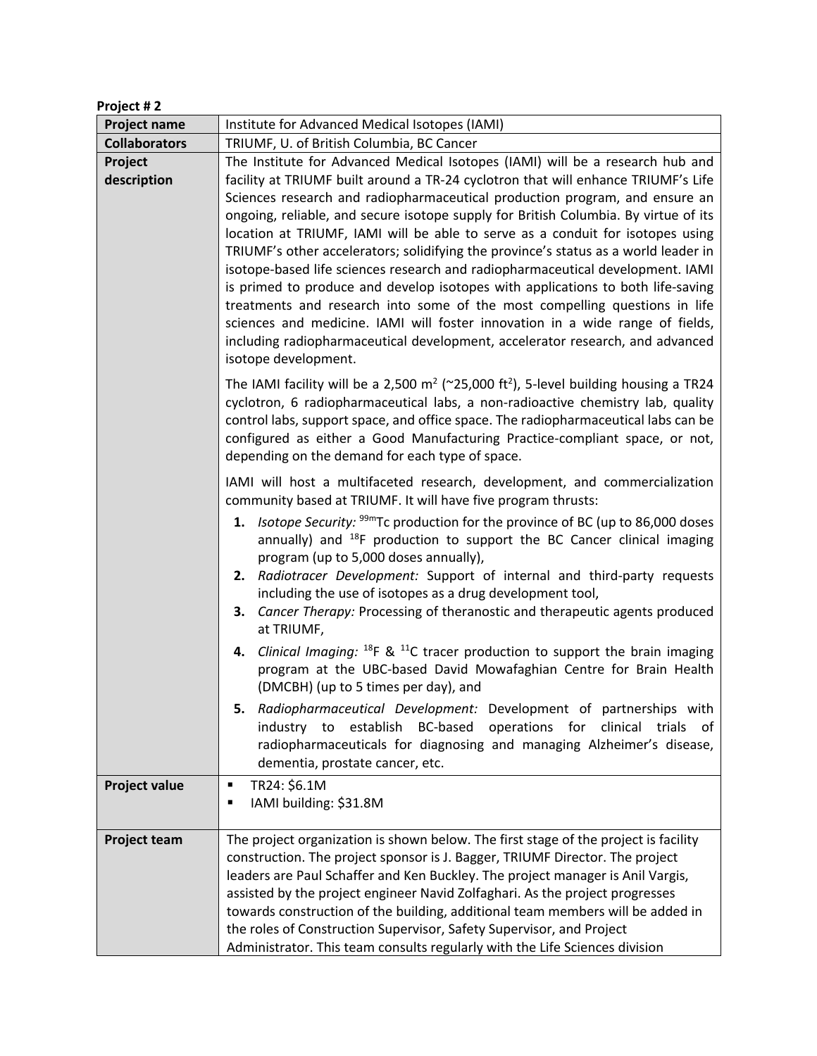**Project # 2**

| **Project name** | Institute for Advanced Medical Isotopes (IAMI) |
| --- | --- |
| **Collaborators** | TRIUMF, U. of British Columbia, BC Cancer |
| **Project description** | The Institute for Advanced Medical Isotopes (IAMI) will be a research hub and facility at TRIUMF built around a TR-24 cyclotron that will enhance TRIUMF's Life Sciences research and radiopharmaceutical production program, and ensure an ongoing, reliable, and secure isotope supply for British Columbia. By virtue of its location at TRIUMF, IAMI will be able to serve as a conduit for isotopes using TRIUMF's other accelerators; solidifying the province's status as a world leader in isotope-based life sciences research and radiopharmaceutical development. IAMI is primed to produce and develop isotopes with applications to both life-saving treatments and research into some of the most compelling questions in life sciences and medicine. IAMI will foster innovation in a wide range of fields, including radiopharmaceutical development, accelerator research, and advanced isotope development.<br><br>The IAMI facility will be a 2,500 $m^2$ (~25,000 $ft^2$), 5-level building housing a TR24 cyclotron, 6 radiopharmaceutical labs, a non-radioactive chemistry lab, quality control labs, support space, and office space. The radiopharmaceutical labs can be configured as either a Good Manufacturing Practice-compliant space, or not, depending on the demand for each type of space.<br><br>IAMI will host a multifaceted research, development, and commercialization community based at TRIUMF. It will have five program thrusts:<br>**1.** *Isotope Security:* $^{99m}$Tc production for the province of BC (up to 86,000 doses annually) and $^{18}$F production to support the BC Cancer clinical imaging program (up to 5,000 doses annually),<br>**2.** *Radiotracer Development:* Support of internal and third-party requests including the use of isotopes as a drug development tool,<br>**3.** *Cancer Therapy:* Processing of theranostic and therapeutic agents produced at TRIUMF,<br>**4.** *Clinical Imaging:* $^{18}$F & $^{11}$C tracer production to support the brain imaging program at the UBC-based David Mowafaghian Centre for Brain Health (DMCBH) (up to 5 times per day), and<br>**5.** *Radiopharmaceutical Development:* Development of partnerships with industry to establish BC-based operations for clinical trials of radiopharmaceuticals for diagnosing and managing Alzheimer's disease, dementia, prostate cancer, etc. |
| **Project value** | ▪ TR24: $6.1M<br>▪ IAMI building: $31.8M |
| **Project team** | The project organization is shown below. The first stage of the project is facility construction. The project sponsor is J. Bagger, TRIUMF Director. The project leaders are Paul Schaffer and Ken Buckley. The project manager is Anil Vargis, assisted by the project engineer Navid Zolfaghari. As the project progresses towards construction of the building, additional team members will be added in the roles of Construction Supervisor, Safety Supervisor, and Project Administrator. This team consults regularly with the Life Sciences division |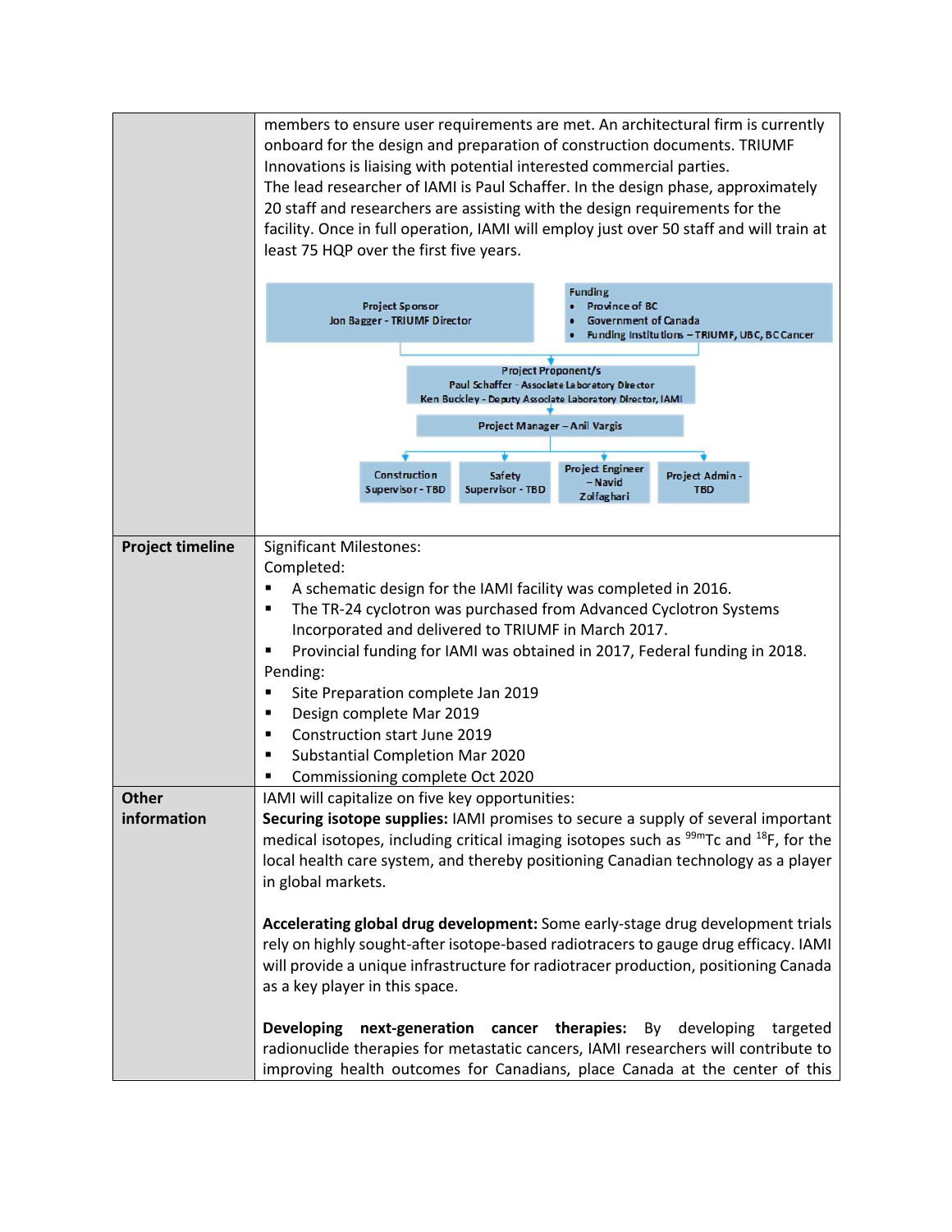| | |
|---|---|
| | members to ensure user requirements are met. An architectural firm is currently onboard for the design and preparation of construction documents. TRIUMF Innovations is liaising with potential interested commercial parties.<br>The lead researcher of IAMI is Paul Schaffer. In the design phase, approximately 20 staff and researchers are assisting with the design requirements for the facility. Once in full operation, IAMI will employ just over 50 staff and will train at least 75 HQP over the first five years.<br><br>Project Sponsor<br>Jon Bagger - TRIUMF Director<br><br>Funding<br>• Province of BC<br>• Government of Canada<br>• Funding Institutions – TRIUMF, UBC, BC Cancer<br><br>Project Proponent/s<br>Paul Schaffer - Associate Laboratory Director<br>Ken Buckley - Deputy Associate Laboratory Director, IAMI<br><br>Project Manager – Anil Vargis<br><br>Construction Supervisor - TBD<br>Safety Supervisor - TBD<br>Project Engineer – Navid Zolfaghari<br>Project Admin - TBD |
| **Project timeline** | Significant Milestones:<br>Completed:<br>▪ A schematic design for the IAMI facility was completed in 2016.<br>▪ The TR-24 cyclotron was purchased from Advanced Cyclotron Systems Incorporated and delivered to TRIUMF in March 2017.<br>▪ Provincial funding for IAMI was obtained in 2017, Federal funding in 2018.<br>Pending:<br>▪ Site Preparation complete Jan 2019<br>▪ Design complete Mar 2019<br>▪ Construction start June 2019<br>▪ Substantial Completion Mar 2020<br>▪ Commissioning complete Oct 2020 |
| **Other information** | IAMI will capitalize on five key opportunities:<br>**Securing isotope supplies:** IAMI promises to secure a supply of several important medical isotopes, including critical imaging isotopes such as $^{99m}$Tc and $^{18}$F, for the local health care system, and thereby positioning Canadian technology as a player in global markets.<br><br>**Accelerating global drug development:** Some early-stage drug development trials rely on highly sought-after isotope-based radiotracers to gauge drug efficacy. IAMI will provide a unique infrastructure for radiotracer production, positioning Canada as a key player in this space.<br><br>**Developing next-generation cancer therapies:** By developing targeted radionuclide therapies for metastatic cancers, IAMI researchers will contribute to improving health outcomes for Canadians, place Canada at the center of this |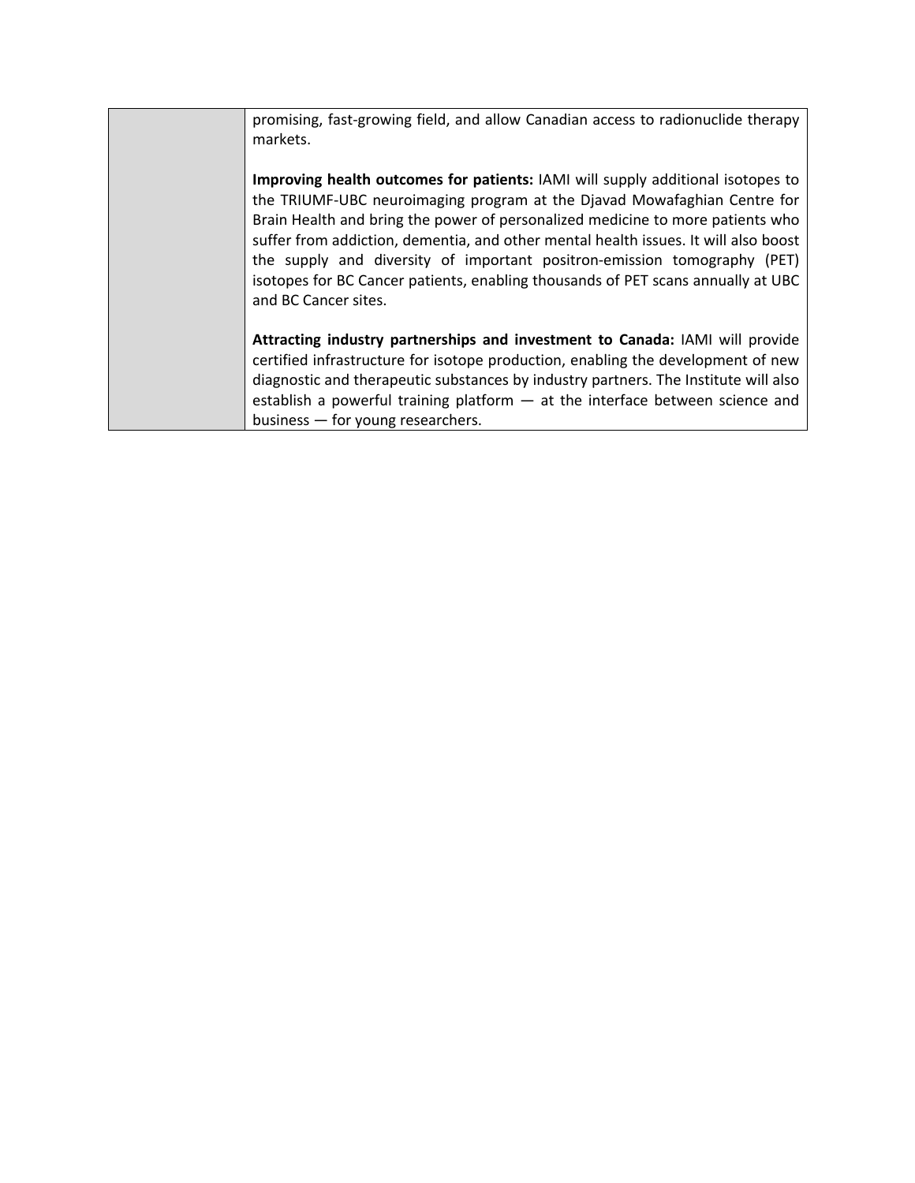| | |
|---|---|
| | promising, fast-growing field, and allow Canadian access to radionuclide therapy markets.<br><br>**Improving health outcomes for patients:** IAMI will supply additional isotopes to the TRIUMF-UBC neuroimaging program at the Djavad Mowafaghian Centre for Brain Health and bring the power of personalized medicine to more patients who suffer from addiction, dementia, and other mental health issues. It will also boost the supply and diversity of important positron-emission tomography (PET) isotopes for BC Cancer patients, enabling thousands of PET scans annually at UBC and BC Cancer sites.<br><br>**Attracting industry partnerships and investment to Canada:** IAMI will provide certified infrastructure for isotope production, enabling the development of new diagnostic and therapeutic substances by industry partners. The Institute will also establish a powerful training platform — at the interface between science and business — for young researchers. |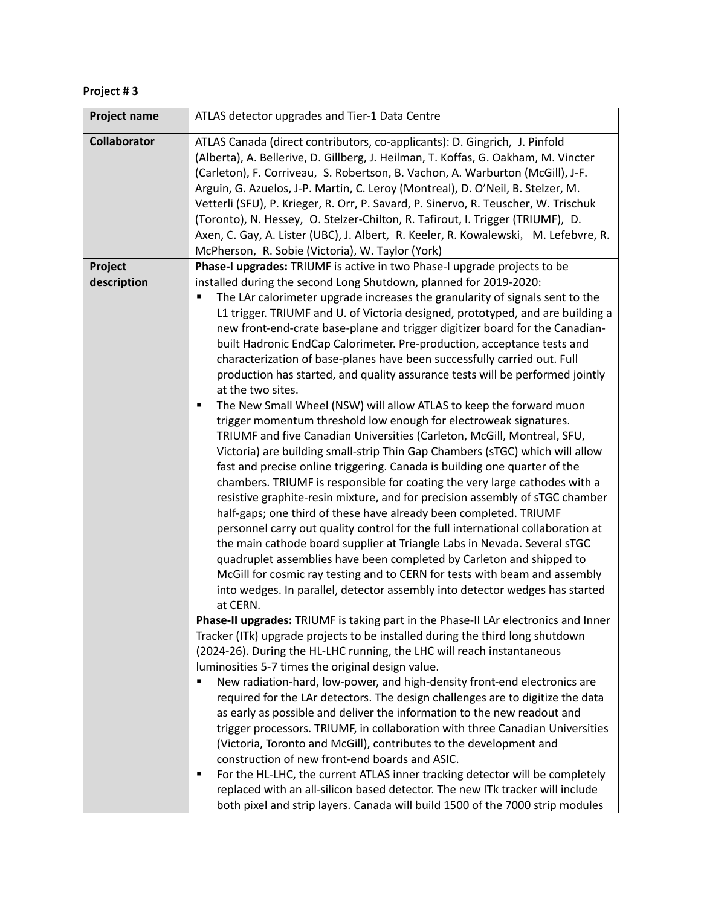**Project # 3**

| **Project name** | ATLAS detector upgrades and Tier-1 Data Centre |
|---|---|
| **Collaborator** | ATLAS Canada (direct contributors, co-applicants): D. Gingrich, J. Pinfold (Alberta), A. Bellerive, D. Gillberg, J. Heilman, T. Koffas, G. Oakham, M. Vincter (Carleton), F. Corriveau, S. Robertson, B. Vachon, A. Warburton (McGill), J-F. Arguin, G. Azuelos, J-P. Martin, C. Leroy (Montreal), D. O'Neil, B. Stelzer, M. Vetterli (SFU), P. Krieger, R. Orr, P. Savard, P. Sinervo, R. Teuscher, W. Trischuk (Toronto), N. Hessey, O. Stelzer-Chilton, R. Tafirout, I. Trigger (TRIUMF), D. Axen, C. Gay, A. Lister (UBC), J. Albert, R. Keeler, R. Kowalewski, M. Lefebvre, R. McPherson, R. Sobie (Victoria), W. Taylor (York) |
| **Project description** | **Phase-I upgrades:** TRIUMF is active in two Phase-I upgrade projects to be installed during the second Long Shutdown, planned for 2019-2020:<br>▪ The LAr calorimeter upgrade increases the granularity of signals sent to the L1 trigger. TRIUMF and U. of Victoria designed, prototyped, and are building a new front-end-crate base-plane and trigger digitizer board for the Canadian-built Hadronic EndCap Calorimeter. Pre-production, acceptance tests and characterization of base-planes have been successfully carried out. Full production has started, and quality assurance tests will be performed jointly at the two sites.<br>▪ The New Small Wheel (NSW) will allow ATLAS to keep the forward muon trigger momentum threshold low enough for electroweak signatures. TRIUMF and five Canadian Universities (Carleton, McGill, Montreal, SFU, Victoria) are building small-strip Thin Gap Chambers (sTGC) which will allow fast and precise online triggering. Canada is building one quarter of the chambers. TRIUMF is responsible for coating the very large cathodes with a resistive graphite-resin mixture, and for precision assembly of sTGC chamber half-gaps; one third of these have already been completed. TRIUMF personnel carry out quality control for the full international collaboration at the main cathode board supplier at Triangle Labs in Nevada. Several sTGC quadruplet assemblies have been completed by Carleton and shipped to McGill for cosmic ray testing and to CERN for tests with beam and assembly into wedges. In parallel, detector assembly into detector wedges has started at CERN.<br>**Phase-II upgrades:** TRIUMF is taking part in the Phase-II LAr electronics and Inner Tracker (ITk) upgrade projects to be installed during the third long shutdown (2024-26). During the HL-LHC running, the LHC will reach instantaneous luminosities 5-7 times the original design value.<br>▪ New radiation-hard, low-power, and high-density front-end electronics are required for the LAr detectors. The design challenges are to digitize the data as early as possible and deliver the information to the new readout and trigger processors. TRIUMF, in collaboration with three Canadian Universities (Victoria, Toronto and McGill), contributes to the development and construction of new front-end boards and ASIC.<br>▪ For the HL-LHC, the current ATLAS inner tracking detector will be completely replaced with an all-silicon based detector. The new ITk tracker will include both pixel and strip layers. Canada will build 1500 of the 7000 strip modules |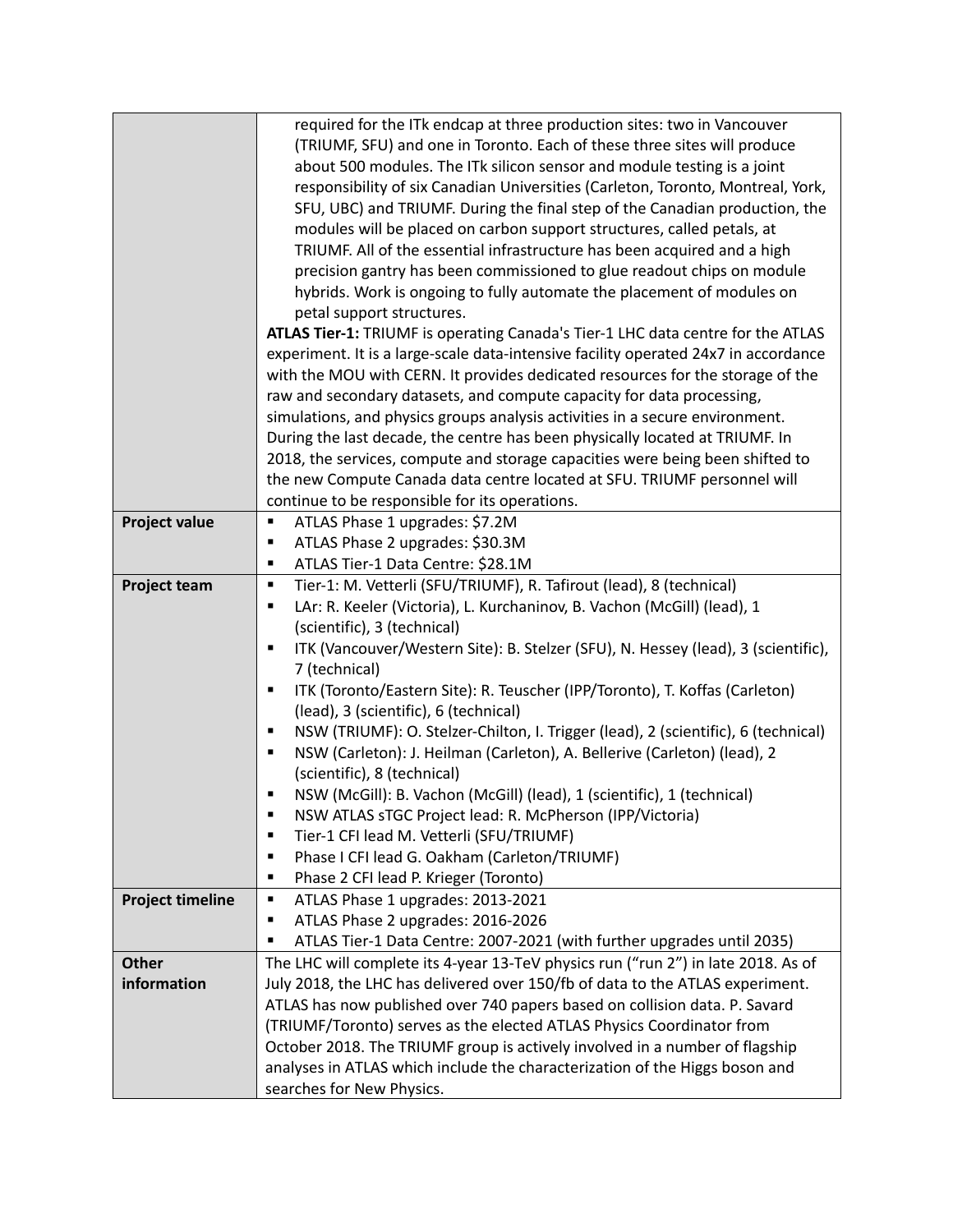| | |
|---|---|
| | required for the ITk endcap at three production sites: two in Vancouver (TRIUMF, SFU) and one in Toronto. Each of these three sites will produce about 500 modules. The ITk silicon sensor and module testing is a joint responsibility of six Canadian Universities (Carleton, Toronto, Montreal, York, SFU, UBC) and TRIUMF. During the final step of the Canadian production, the modules will be placed on carbon support structures, called petals, at TRIUMF. All of the essential infrastructure has been acquired and a high precision gantry has been commissioned to glue readout chips on module hybrids. Work is ongoing to fully automate the placement of modules on petal support structures.<br>**ATLAS Tier-1:** TRIUMF is operating Canada's Tier-1 LHC data centre for the ATLAS experiment. It is a large-scale data-intensive facility operated 24x7 in accordance with the MOU with CERN. It provides dedicated resources for the storage of the raw and secondary datasets, and compute capacity for data processing, simulations, and physics groups analysis activities in a secure environment. During the last decade, the centre has been physically located at TRIUMF. In 2018, the services, compute and storage capacities were being been shifted to the new Compute Canada data centre located at SFU. TRIUMF personnel will continue to be responsible for its operations. |
| **Project value** | ▪ ATLAS Phase 1 upgrades: $7.2M<br>▪ ATLAS Phase 2 upgrades: $30.3M<br>▪ ATLAS Tier-1 Data Centre: $28.1M |
| **Project team** | ▪ Tier-1: M. Vetterli (SFU/TRIUMF), R. Tafirout (lead), 8 (technical)<br>▪ LAr: R. Keeler (Victoria), L. Kurchaninov, B. Vachon (McGill) (lead), 1 (scientific), 3 (technical)<br>▪ ITK (Vancouver/Western Site): B. Stelzer (SFU), N. Hessey (lead), 3 (scientific), 7 (technical)<br>▪ ITK (Toronto/Eastern Site): R. Teuscher (IPP/Toronto), T. Koffas (Carleton) (lead), 3 (scientific), 6 (technical)<br>▪ NSW (TRIUMF): O. Stelzer-Chilton, I. Trigger (lead), 2 (scientific), 6 (technical)<br>▪ NSW (Carleton): J. Heilman (Carleton), A. Bellerive (Carleton) (lead), 2 (scientific), 8 (technical)<br>▪ NSW (McGill): B. Vachon (McGill) (lead), 1 (scientific), 1 (technical)<br>▪ NSW ATLAS sTGC Project lead: R. McPherson (IPP/Victoria)<br>▪ Tier-1 CFI lead M. Vetterli (SFU/TRIUMF)<br>▪ Phase I CFI lead G. Oakham (Carleton/TRIUMF)<br>▪ Phase 2 CFI lead P. Krieger (Toronto) |
| **Project timeline** | ▪ ATLAS Phase 1 upgrades: 2013-2021<br>▪ ATLAS Phase 2 upgrades: 2016-2026<br>▪ ATLAS Tier-1 Data Centre: 2007-2021 (with further upgrades until 2035) |
| **Other information** | The LHC will complete its 4-year 13-TeV physics run ("run 2") in late 2018. As of July 2018, the LHC has delivered over 150/fb of data to the ATLAS experiment. ATLAS has now published over 740 papers based on collision data. P. Savard (TRIUMF/Toronto) serves as the elected ATLAS Physics Coordinator from October 2018. The TRIUMF group is actively involved in a number of flagship analyses in ATLAS which include the characterization of the Higgs boson and searches for New Physics. |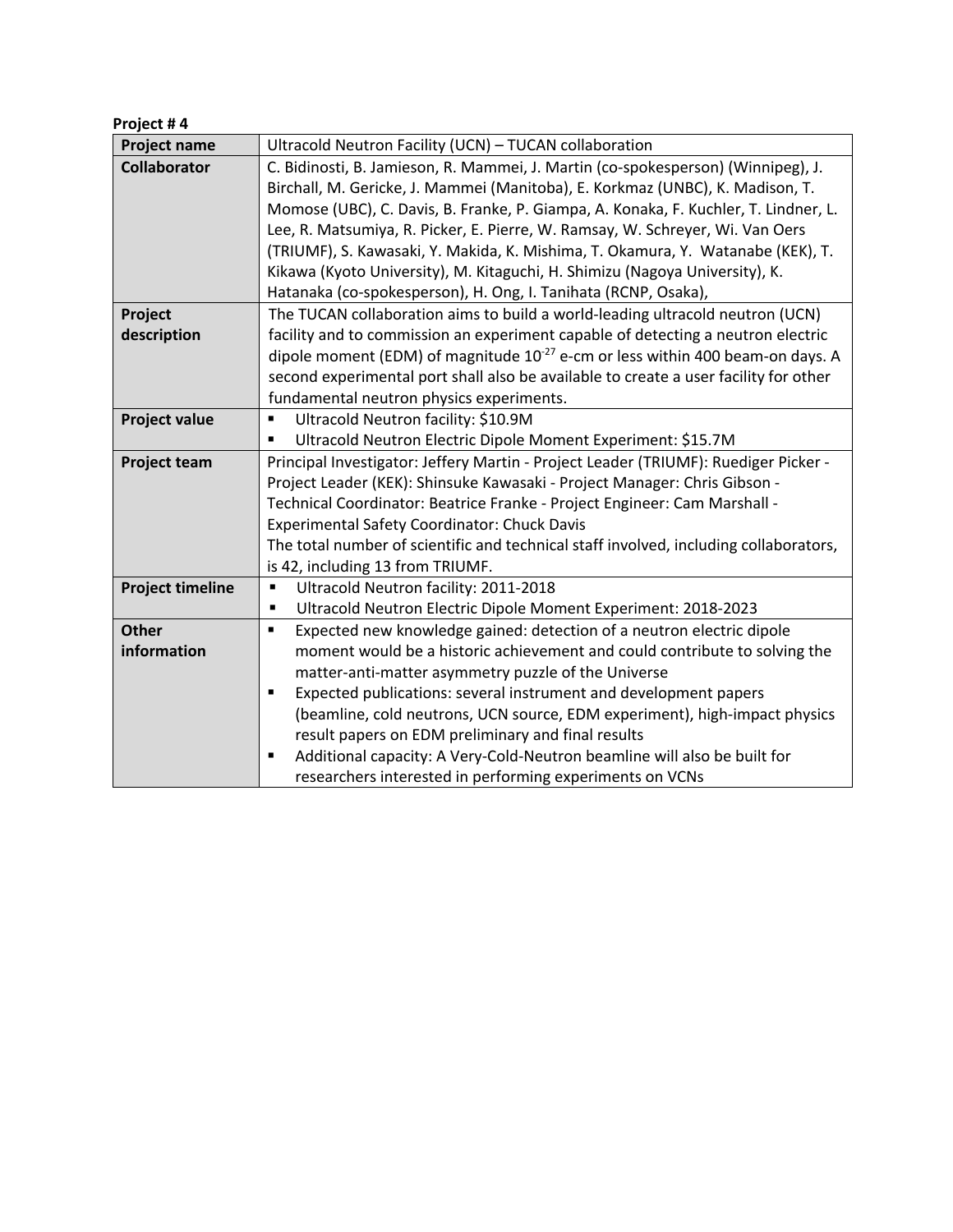**Project # 4**

| **Project name** | Ultracold Neutron Facility (UCN) – TUCAN collaboration |
|---|---|
| **Collaborator** | C. Bidinosti, B. Jamieson, R. Mammei, J. Martin (co-spokesperson) (Winnipeg), J. Birchall, M. Gericke, J. Mammei (Manitoba), E. Korkmaz (UNBC), K. Madison, T. Momose (UBC), C. Davis, B. Franke, P. Giampa, A. Konaka, F. Kuchler, T. Lindner, L. Lee, R. Matsumiya, R. Picker, E. Pierre, W. Ramsay, W. Schreyer, Wi. Van Oers (TRIUMF), S. Kawasaki, Y. Makida, K. Mishima, T. Okamura, Y. Watanabe (KEK), T. Kikawa (Kyoto University), M. Kitaguchi, H. Shimizu (Nagoya University), K. Hatanaka (co-spokesperson), H. Ong, I. Tanihata (RCNP, Osaka), |
| **Project description** | The TUCAN collaboration aims to build a world-leading ultracold neutron (UCN) facility and to commission an experiment capable of detecting a neutron electric dipole moment (EDM) of magnitude $10^{-27}$ e-cm or less within 400 beam-on days. A second experimental port shall also be available to create a user facility for other fundamental neutron physics experiments. |
| **Project value** | ▪ Ultracold Neutron facility: $10.9M<br>▪ Ultracold Neutron Electric Dipole Moment Experiment: $15.7M |
| **Project team** | Principal Investigator: Jeffery Martin - Project Leader (TRIUMF): Ruediger Picker - Project Leader (KEK): Shinsuke Kawasaki - Project Manager: Chris Gibson - Technical Coordinator: Beatrice Franke - Project Engineer: Cam Marshall - Experimental Safety Coordinator: Chuck Davis<br>The total number of scientific and technical staff involved, including collaborators, is 42, including 13 from TRIUMF. |
| **Project timeline** | ▪ Ultracold Neutron facility: 2011-2018<br>▪ Ultracold Neutron Electric Dipole Moment Experiment: 2018-2023 |
| **Other information** | ▪ Expected new knowledge gained: detection of a neutron electric dipole moment would be a historic achievement and could contribute to solving the matter-anti-matter asymmetry puzzle of the Universe<br>▪ Expected publications: several instrument and development papers (beamline, cold neutrons, UCN source, EDM experiment), high-impact physics result papers on EDM preliminary and final results<br>▪ Additional capacity: A Very-Cold-Neutron beamline will also be built for researchers interested in performing experiments on VCNs |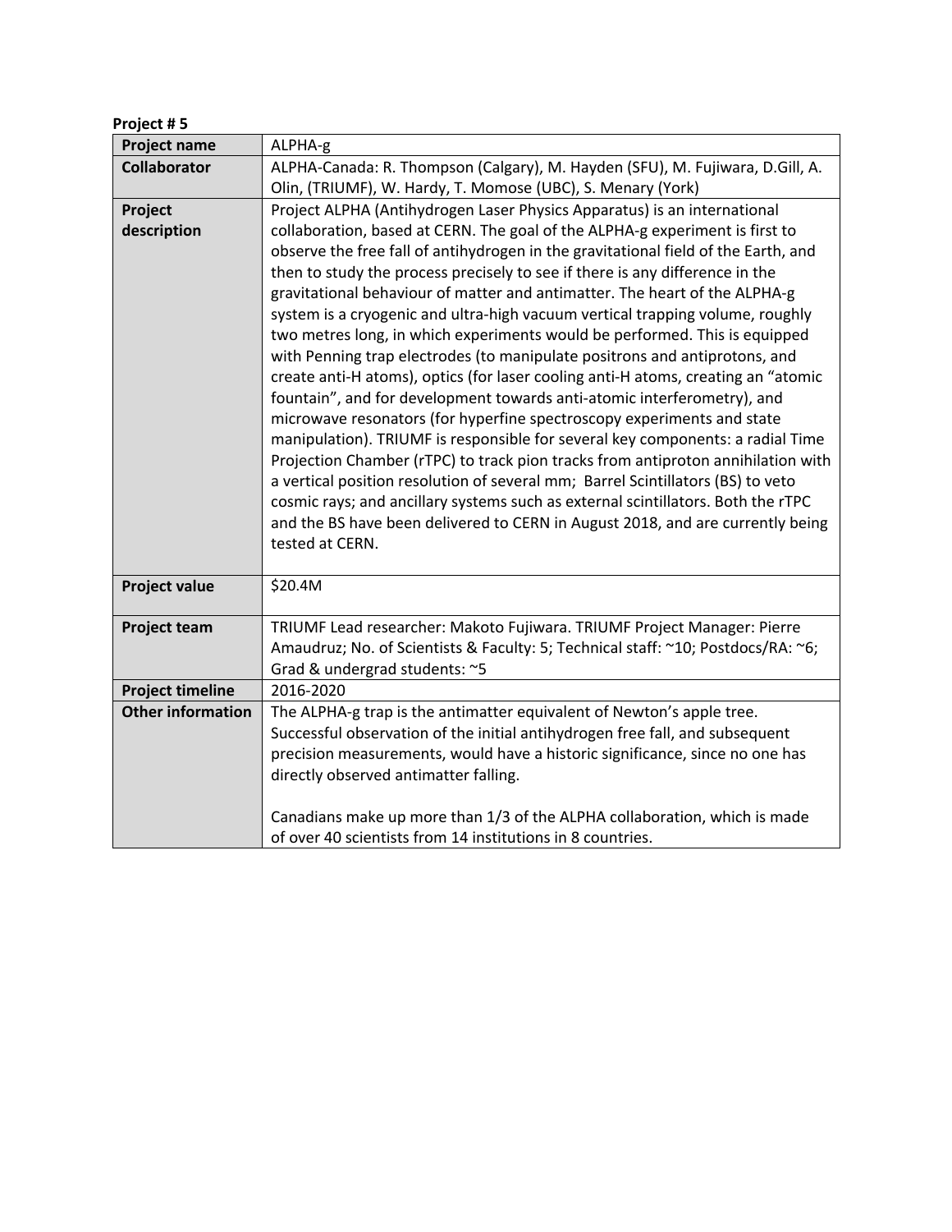**Project # 5**

| Project name | ALPHA-g |
|---|---|
| **Collaborator** | ALPHA-Canada: R. Thompson (Calgary), M. Hayden (SFU), M. Fujiwara, D.Gill, A. Olin, (TRIUMF), W. Hardy, T. Momose (UBC), S. Menary (York) |
| **Project description** | Project ALPHA (Antihydrogen Laser Physics Apparatus) is an international collaboration, based at CERN. The goal of the ALPHA-g experiment is first to observe the free fall of antihydrogen in the gravitational field of the Earth, and then to study the process precisely to see if there is any difference in the gravitational behaviour of matter and antimatter. The heart of the ALPHA-g system is a cryogenic and ultra-high vacuum vertical trapping volume, roughly two metres long, in which experiments would be performed. This is equipped with Penning trap electrodes (to manipulate positrons and antiprotons, and create anti-H atoms), optics (for laser cooling anti-H atoms, creating an "atomic fountain", and for development towards anti-atomic interferometry), and microwave resonators (for hyperfine spectroscopy experiments and state manipulation). TRIUMF is responsible for several key components: a radial Time Projection Chamber (rTPC) to track pion tracks from antiproton annihilation with a vertical position resolution of several mm; Barrel Scintillators (BS) to veto cosmic rays; and ancillary systems such as external scintillators. Both the rTPC and the BS have been delivered to CERN in August 2018, and are currently being tested at CERN. |
| **Project value** | $20.4M |
| **Project team** | TRIUMF Lead researcher: Makoto Fujiwara. TRIUMF Project Manager: Pierre Amaudruz; No. of Scientists & Faculty: 5; Technical staff: ~10; Postdocs/RA: ~6; Grad & undergrad students: ~5 |
| **Project timeline** | 2016-2020 |
| **Other information** | The ALPHA-g trap is the antimatter equivalent of Newton's apple tree. Successful observation of the initial antihydrogen free fall, and subsequent precision measurements, would have a historic significance, since no one has directly observed antimatter falling.<br><br>Canadians make up more than 1/3 of the ALPHA collaboration, which is made of over 40 scientists from 14 institutions in 8 countries. |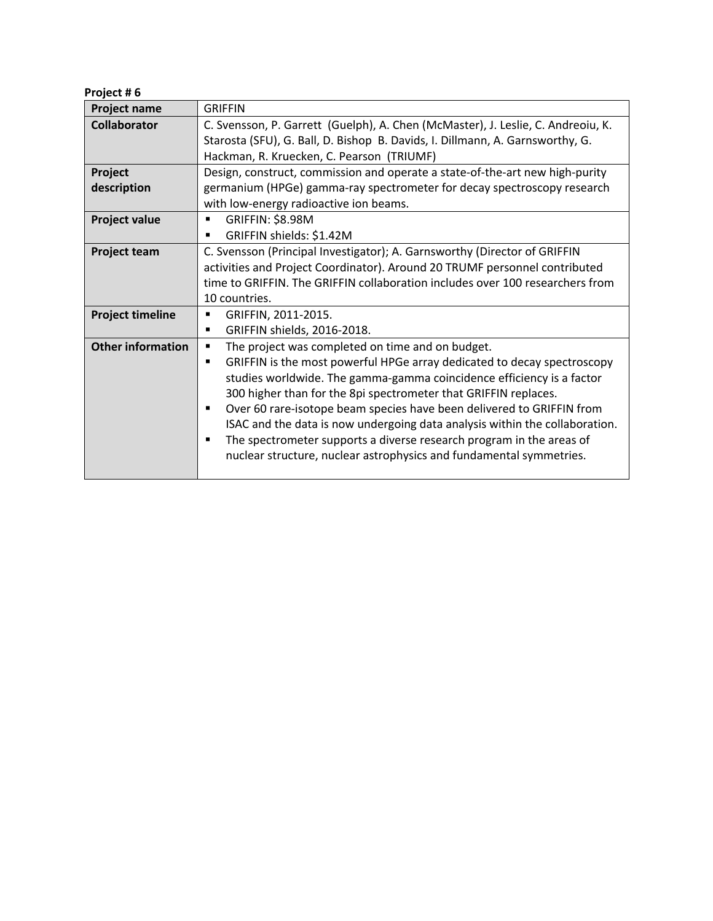**Project # 6**

| Project name | GRIFFIN |
|---|---|
| **Collaborator** | C. Svensson, P. Garrett (Guelph), A. Chen (McMaster), J. Leslie, C. Andreoiu, K. Starosta (SFU), G. Ball, D. Bishop B. Davids, I. Dillmann, A. Garnsworthy, G. Hackman, R. Kruecken, C. Pearson (TRIUMF) |
| **Project description** | Design, construct, commission and operate a state-of-the-art new high-purity germanium (HPGe) gamma-ray spectrometer for decay spectroscopy research with low-energy radioactive ion beams. |
| **Project value** | ▪ GRIFFIN: $8.98M<br>▪ GRIFFIN shields: $1.42M |
| **Project team** | C. Svensson (Principal Investigator); A. Garnsworthy (Director of GRIFFIN activities and Project Coordinator). Around 20 TRUMF personnel contributed time to GRIFFIN. The GRIFFIN collaboration includes over 100 researchers from 10 countries. |
| **Project timeline** | ▪ GRIFFIN, 2011-2015.<br>▪ GRIFFIN shields, 2016-2018. |
| **Other information** | ▪ The project was completed on time and on budget.<br>▪ GRIFFIN is the most powerful HPGe array dedicated to decay spectroscopy studies worldwide. The gamma-gamma coincidence efficiency is a factor 300 higher than for the 8pi spectrometer that GRIFFIN replaces.<br>▪ Over 60 rare-isotope beam species have been delivered to GRIFFIN from ISAC and the data is now undergoing data analysis within the collaboration.<br>▪ The spectrometer supports a diverse research program in the areas of nuclear structure, nuclear astrophysics and fundamental symmetries. |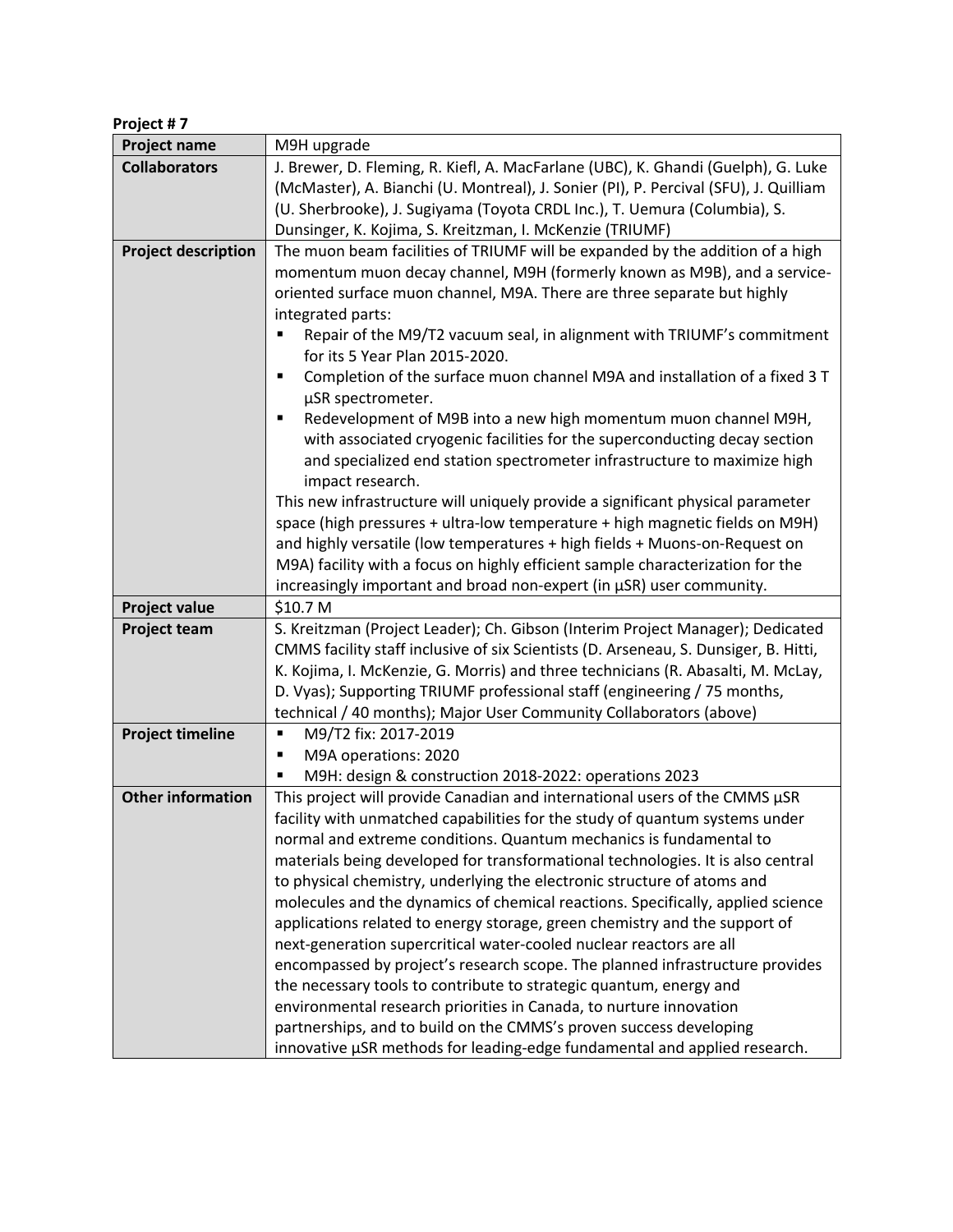**Project # 7**

| | |
|---|---|
| **Project name** | M9H upgrade |
| **Collaborators** | J. Brewer, D. Fleming, R. Kiefl, A. MacFarlane (UBC), K. Ghandi (Guelph), G. Luke (McMaster), A. Bianchi (U. Montreal), J. Sonier (PI), P. Percival (SFU), J. Quilliam (U. Sherbrooke), J. Sugiyama (Toyota CRDL Inc.), T. Uemura (Columbia), S. Dunsinger, K. Kojima, S. Kreitzman, I. McKenzie (TRIUMF) |
| **Project description** | The muon beam facilities of TRIUMF will be expanded by the addition of a high momentum muon decay channel, M9H (formerly known as M9B), and a service-oriented surface muon channel, M9A. There are three separate but highly integrated parts:<br>▪ Repair of the M9/T2 vacuum seal, in alignment with TRIUMF's commitment for its 5 Year Plan 2015-2020.<br>▪ Completion of the surface muon channel M9A and installation of a fixed 3 T µSR spectrometer.<br>▪ Redevelopment of M9B into a new high momentum muon channel M9H, with associated cryogenic facilities for the superconducting decay section and specialized end station spectrometer infrastructure to maximize high impact research.<br>This new infrastructure will uniquely provide a significant physical parameter space (high pressures + ultra-low temperature + high magnetic fields on M9H) and highly versatile (low temperatures + high fields + Muons-on-Request on M9A) facility with a focus on highly efficient sample characterization for the increasingly important and broad non-expert (in µSR) user community. |
| **Project value** | $10.7 M |
| **Project team** | S. Kreitzman (Project Leader); Ch. Gibson (Interim Project Manager); Dedicated CMMS facility staff inclusive of six Scientists (D. Arseneau, S. Dunsiger, B. Hitti, K. Kojima, I. McKenzie, G. Morris) and three technicians (R. Abasalti, M. McLay, D. Vyas); Supporting TRIUMF professional staff (engineering / 75 months, technical / 40 months); Major User Community Collaborators (above) |
| **Project timeline** | ▪ M9/T2 fix: 2017-2019<br>▪ M9A operations: 2020<br>▪ M9H: design & construction 2018-2022: operations 2023 |
| **Other information** | This project will provide Canadian and international users of the CMMS µSR facility with unmatched capabilities for the study of quantum systems under normal and extreme conditions. Quantum mechanics is fundamental to materials being developed for transformational technologies. It is also central to physical chemistry, underlying the electronic structure of atoms and molecules and the dynamics of chemical reactions. Specifically, applied science applications related to energy storage, green chemistry and the support of next-generation supercritical water-cooled nuclear reactors are all encompassed by project's research scope. The planned infrastructure provides the necessary tools to contribute to strategic quantum, energy and environmental research priorities in Canada, to nurture innovation partnerships, and to build on the CMMS's proven success developing innovative µSR methods for leading-edge fundamental and applied research. |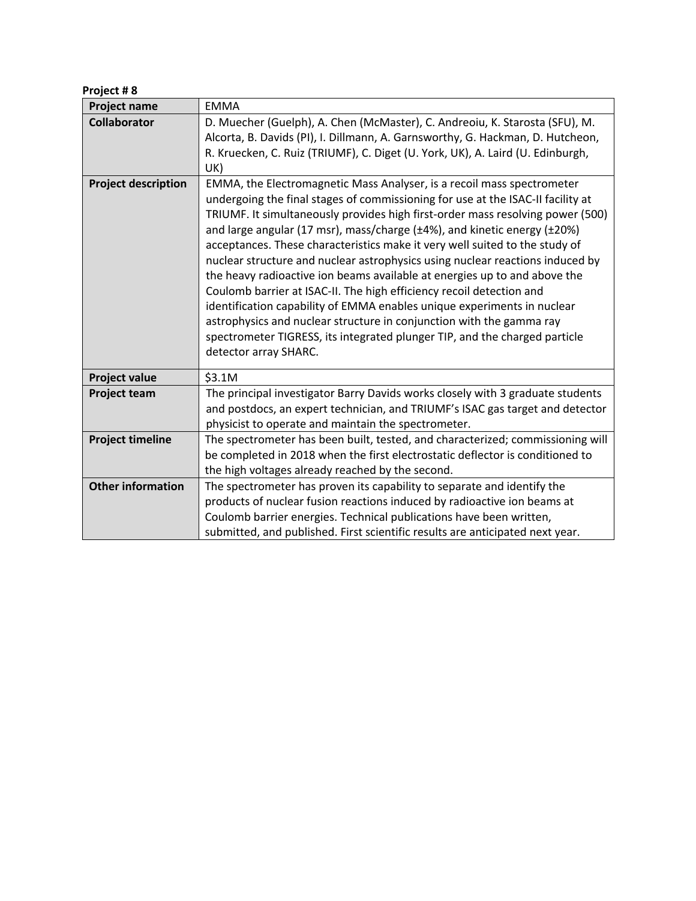**Project # 8**

| Project name | EMMA |
|---|---|
| **Collaborator** | D. Muecher (Guelph), A. Chen (McMaster), C. Andreoiu, K. Starosta (SFU), M. Alcorta, B. Davids (PI), I. Dillmann, A. Garnsworthy, G. Hackman, D. Hutcheon, R. Kruecken, C. Ruiz (TRIUMF), C. Diget (U. York, UK), A. Laird (U. Edinburgh, UK) |
| **Project description** | EMMA, the Electromagnetic Mass Analyser, is a recoil mass spectrometer undergoing the final stages of commissioning for use at the ISAC-II facility at TRIUMF. It simultaneously provides high first-order mass resolving power (500) and large angular (17 msr), mass/charge (±4%), and kinetic energy (±20%) acceptances. These characteristics make it very well suited to the study of nuclear structure and nuclear astrophysics using nuclear reactions induced by the heavy radioactive ion beams available at energies up to and above the Coulomb barrier at ISAC-II. The high efficiency recoil detection and identification capability of EMMA enables unique experiments in nuclear astrophysics and nuclear structure in conjunction with the gamma ray spectrometer TIGRESS, its integrated plunger TIP, and the charged particle detector array SHARC. |
| **Project value** | $3.1M |
| **Project team** | The principal investigator Barry Davids works closely with 3 graduate students and postdocs, an expert technician, and TRIUMF's ISAC gas target and detector physicist to operate and maintain the spectrometer. |
| **Project timeline** | The spectrometer has been built, tested, and characterized; commissioning will be completed in 2018 when the first electrostatic deflector is conditioned to the high voltages already reached by the second. |
| **Other information** | The spectrometer has proven its capability to separate and identify the products of nuclear fusion reactions induced by radioactive ion beams at Coulomb barrier energies. Technical publications have been written, submitted, and published. First scientific results are anticipated next year. |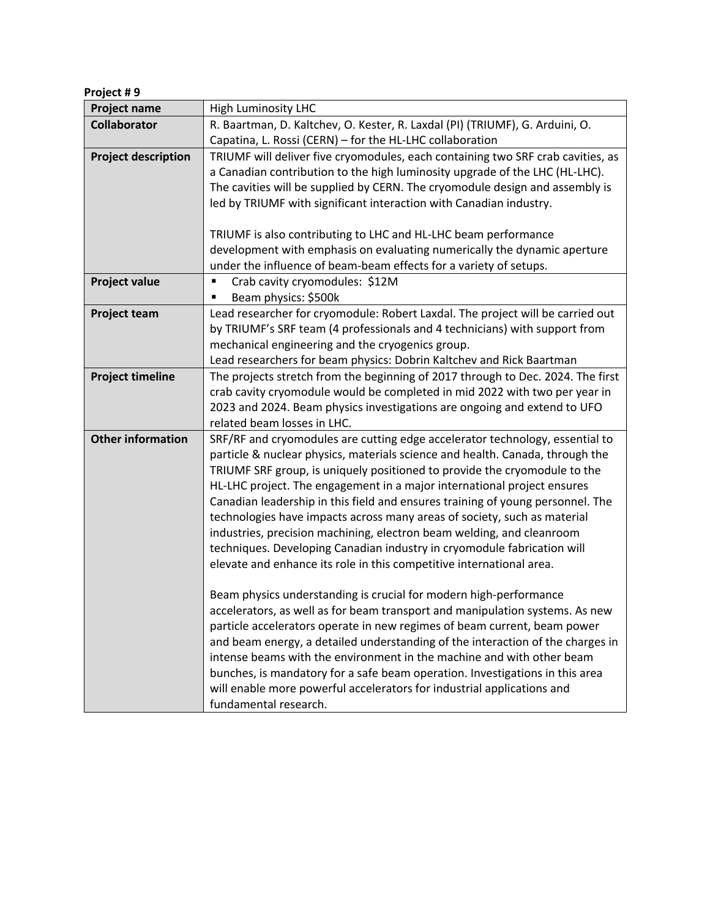**Project # 9**

| | |
|---|---|
| **Project name** | High Luminosity LHC |
| **Collaborator** | R. Baartman, D. Kaltchev, O. Kester, R. Laxdal (PI) (TRIUMF), G. Arduini, O. Capatina, L. Rossi (CERN) – for the HL-LHC collaboration |
| **Project description** | TRIUMF will deliver five cryomodules, each containing two SRF crab cavities, as a Canadian contribution to the high luminosity upgrade of the LHC (HL-LHC). The cavities will be supplied by CERN. The cryomodule design and assembly is led by TRIUMF with significant interaction with Canadian industry.<br><br>TRIUMF is also contributing to LHC and HL-LHC beam performance development with emphasis on evaluating numerically the dynamic aperture under the influence of beam-beam effects for a variety of setups. |
| **Project value** | ▪ Crab cavity cryomodules: $12M<br>▪ Beam physics: $500k |
| **Project team** | Lead researcher for cryomodule: Robert Laxdal. The project will be carried out by TRIUMF's SRF team (4 professionals and 4 technicians) with support from mechanical engineering and the cryogenics group.<br>Lead researchers for beam physics: Dobrin Kaltchev and Rick Baartman |
| **Project timeline** | The projects stretch from the beginning of 2017 through to Dec. 2024. The first crab cavity cryomodule would be completed in mid 2022 with two per year in 2023 and 2024. Beam physics investigations are ongoing and extend to UFO related beam losses in LHC. |
| **Other information** | SRF/RF and cryomodules are cutting edge accelerator technology, essential to particle & nuclear physics, materials science and health. Canada, through the TRIUMF SRF group, is uniquely positioned to provide the cryomodule to the HL-LHC project. The engagement in a major international project ensures Canadian leadership in this field and ensures training of young personnel. The technologies have impacts across many areas of society, such as material industries, precision machining, electron beam welding, and cleanroom techniques. Developing Canadian industry in cryomodule fabrication will elevate and enhance its role in this competitive international area.<br><br>Beam physics understanding is crucial for modern high-performance accelerators, as well as for beam transport and manipulation systems. As new particle accelerators operate in new regimes of beam current, beam power and beam energy, a detailed understanding of the interaction of the charges in intense beams with the environment in the machine and with other beam bunches, is mandatory for a safe beam operation. Investigations in this area will enable more powerful accelerators for industrial applications and fundamental research. |